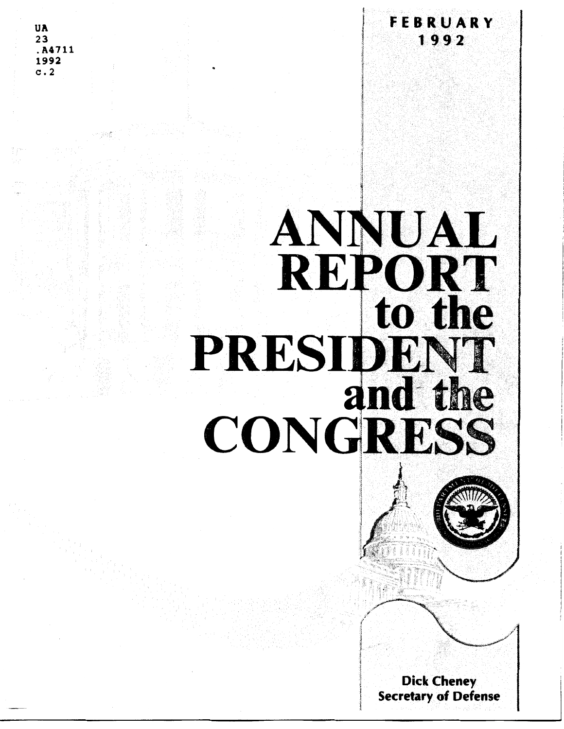UA
23
.A4711
1992
c.2

FEBRUARY
1992

# ANNUAL REPORT to the PRESIDENT and the CONGRESS

Dick Cheney
Secretary of Defense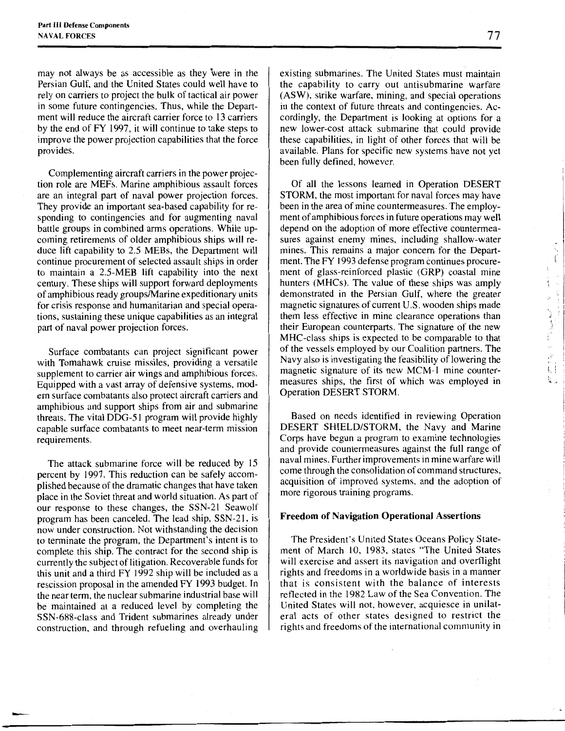may not always be as accessible as they were in the Persian Gulf, and the United States could well have to rely on carriers to project the bulk of tactical air power in some future contingencies. Thus, while the Department will reduce the aircraft carrier force to 13 carriers by the end of FY 1997, it will continue to take steps to improve the power projection capabilities that the force provides.

Complementing aircraft carriers in the power projection role are MEFs. Marine amphibious assault forces are an integral part of naval power projection forces. They provide an important sea-based capability for responding to contingencies and for augmenting naval battle groups in combined arms operations. While upcoming retirements of older amphibious ships will reduce lift capability to 2.5 MEBs, the Department will continue procurement of selected assault ships in order to maintain a 2.5-MEB lift capability into the next century. These ships will support forward deployments of amphibious ready groups/Marine expeditionary units for crisis response and humanitarian and special operations, sustaining these unique capabilities as an integral part of naval power projection forces.

Surface combatants can project significant power with Tomahawk cruise missiles, providing a versatile supplement to carrier air wings and amphibious forces. Equipped with a vast array of defensive systems, modern surface combatants also protect aircraft carriers and amphibious and support ships from air and submarine threats. The vital DDG-51 program will provide highly capable surface combatants to meet near-term mission requirements.

The attack submarine force will be reduced by 15 percent by 1997. This reduction can be safely accomplished because of the dramatic changes that have taken place in the Soviet threat and world situation. As part of our response to these changes, the SSN-21 Seawolf program has been canceled. The lead ship, SSN-21, is now under construction. Not withstanding the decision to terminate the program, the Department's intent is to complete this ship. The contract for the second ship is currently the subject of litigation. Recoverable funds for this unit and a third FY 1992 ship will be included as a rescission proposal in the amended FY 1993 budget. In the near term, the nuclear submarine industrial base will be maintained at a reduced level by completing the SSN-688-class and Trident submarines already under construction, and through refueling and overhauling existing submarines. The United States must maintain the capability to carry out antisubmarine warfare (ASW), strike warfare, mining, and special operations in the context of future threats and contingencies. Accordingly, the Department is looking at options for a new lower-cost attack submarine that could provide these capabilities, in light of other forces that will be available. Plans for specific new systems have not yet been fully defined, however.

Of all the lessons learned in Operation DESERT STORM, the most important for naval forces may have been in the area of mine countermeasures. The employment of amphibious forces in future operations may well depend on the adoption of more effective countermeasures against enemy mines, including shallow-water mines. This remains a major concern for the Department. The FY 1993 defense program continues procurement of glass-reinforced plastic (GRP) coastal mine hunters (MHCs). The value of these ships was amply demonstrated in the Persian Gulf, where the greater magnetic signatures of current U.S. wooden ships made them less effective in mine clearance operations than their European counterparts. The signature of the new MHC-class ships is expected to be comparable to that of the vessels employed by our Coalition partners. The Navy also is investigating the feasibility of lowering the magnetic signature of its new MCM-1 mine countermeasures ships, the first of which was employed in Operation DESERT STORM.

Based on needs identified in reviewing Operation DESERT SHIELD/STORM, the Navy and Marine Corps have begun a program to examine technologies and provide countermeasures against the full range of naval mines. Further improvements in mine warfare will come through the consolidation of command structures, acquisition of improved systems, and the adoption of more rigorous training programs.

### Freedom of Navigation Operational Assertions

The President's United States Oceans Policy Statement of March 10, 1983, states "The United States will exercise and assert its navigation and overflight rights and freedoms in a worldwide basis in a manner that is consistent with the balance of interests reflected in the 1982 Law of the Sea Convention. The United States will not, however, acquiesce in unilateral acts of other states designed to restrict the rights and freedoms of the international community in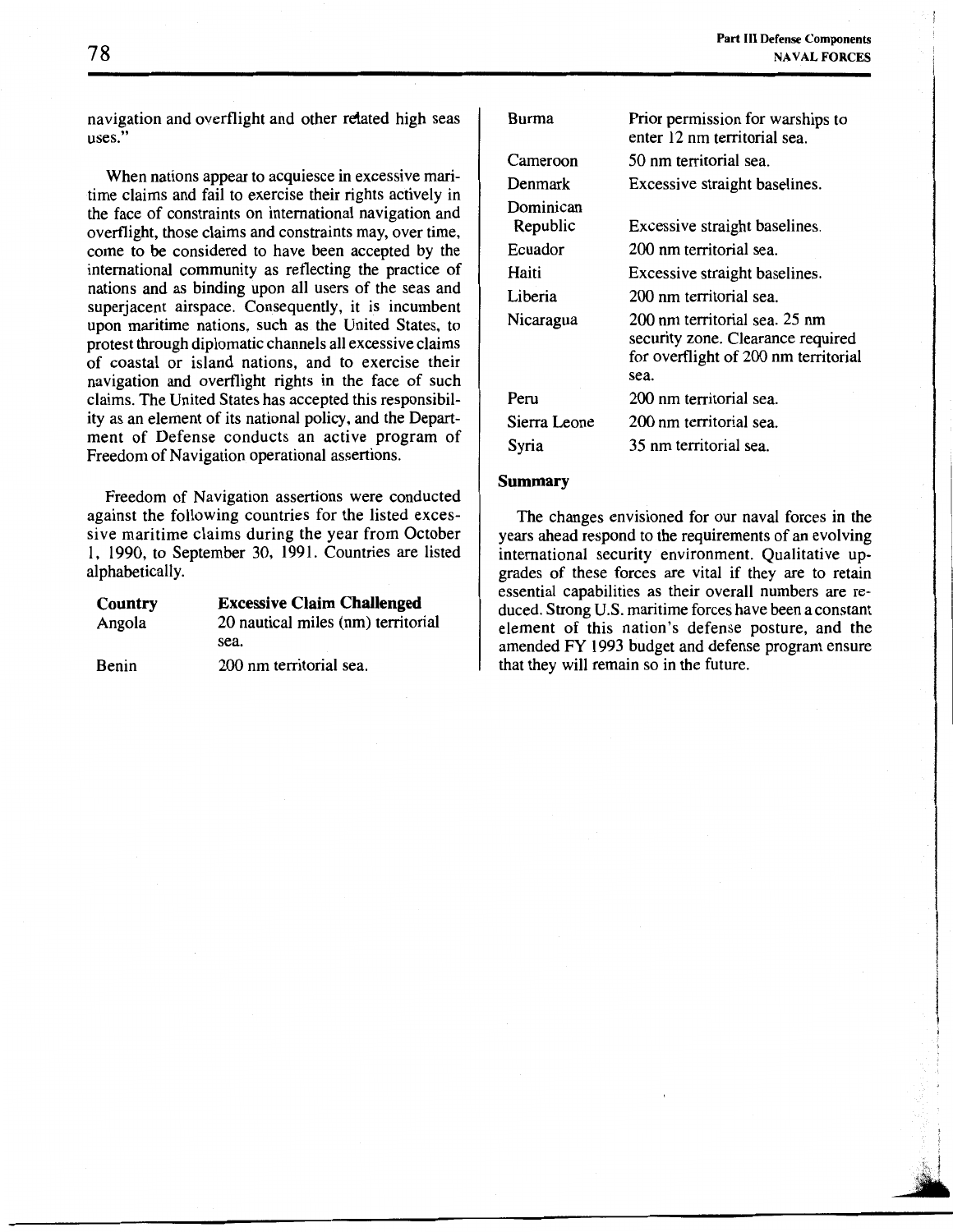navigation and overflight and other related high seas uses."

When nations appear to acquiesce in excessive maritime claims and fail to exercise their rights actively in the face of constraints on international navigation and overflight, those claims and constraints may, over time, come to be considered to have been accepted by the international community as reflecting the practice of nations and as binding upon all users of the seas and superjacent airspace. Consequently, it is incumbent upon maritime nations, such as the United States, to protest through diplomatic channels all excessive claims of coastal or island nations, and to exercise their navigation and overflight rights in the face of such claims. The United States has accepted this responsibility as an element of its national policy, and the Department of Defense conducts an active program of Freedom of Navigation operational assertions.

Freedom of Navigation assertions were conducted against the following countries for the listed excessive maritime claims during the year from October 1, 1990, to September 30, 1991. Countries are listed alphabetically.

| Country | Excessive Claim Challenged |
|---|---|
| Angola | 20 nautical miles (nm) territorial sea. |
| Benin | 200 nm territorial sea. |
| Burma | Prior permission for warships to enter 12 nm territorial sea. |
| Cameroon | 50 nm territorial sea. |
| Denmark | Excessive straight baselines. |
| Dominican Republic | Excessive straight baselines. |
| Ecuador | 200 nm territorial sea. |
| Haiti | Excessive straight baselines. |
| Liberia | 200 nm territorial sea. |
| Nicaragua | 200 nm territorial sea. 25 nm security zone. Clearance required for overflight of 200 nm territorial sea. |
| Peru | 200 nm territorial sea. |
| Sierra Leone | 200 nm territorial sea. |
| Syria | 35 nm territorial sea. |

### Summary

The changes envisioned for our naval forces in the years ahead respond to the requirements of an evolving international security environment. Qualitative upgrades of these forces are vital if they are to retain essential capabilities as their overall numbers are reduced. Strong U.S. maritime forces have been a constant element of this nation's defense posture, and the amended FY 1993 budget and defense program ensure that they will remain so in the future.